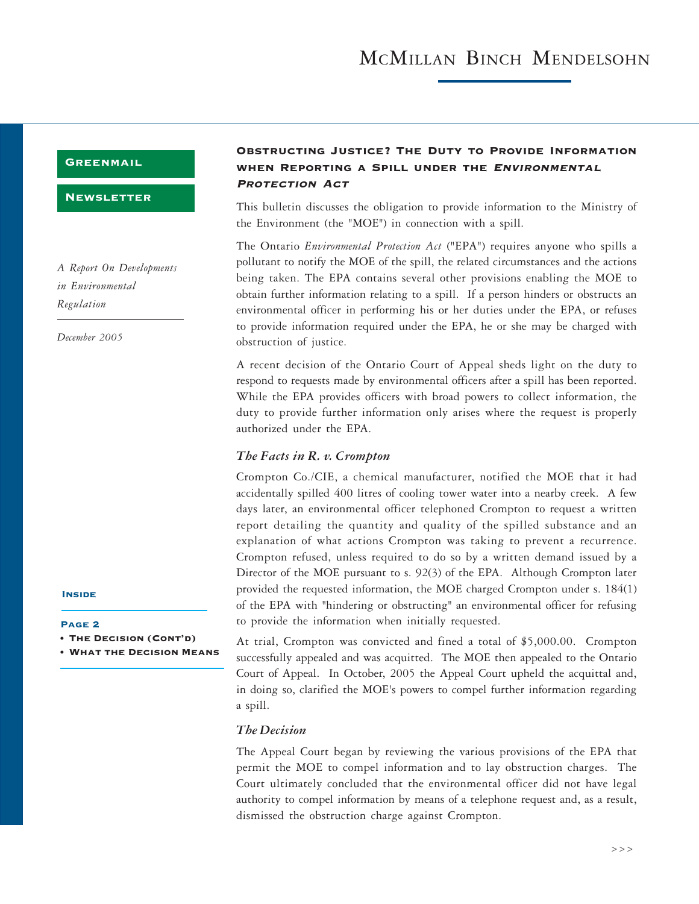# McMillan Binch Mendelsohn

**Greenmail**

**Newsletter**

*A Report On Developments in Environmental Regulation*

*December 2005*

**Inside**

**Page 2**

- **The Decision (Cont'd)**
- **What the Decision Means**

## Obstructing Justice? The Duty to Provide Information when Reporting a Spill under the *Environmental Protection Act*

This bulletin discusses the obligation to provide information to the Ministry of the Environment (the "MOE") in connection with a spill.

The Ontario *Environmental Protection Act* ("EPA") requires anyone who spills a pollutant to notify the MOE of the spill, the related circumstances and the actions being taken. The EPA contains several other provisions enabling the MOE to obtain further information relating to a spill. If a person hinders or obstructs an environmental officer in performing his or her duties under the EPA, or refuses to provide information required under the EPA, he or she may be charged with obstruction of justice.

A recent decision of the Ontario Court of Appeal sheds light on the duty to respond to requests made by environmental officers after a spill has been reported. While the EPA provides officers with broad powers to collect information, the duty to provide further information only arises where the request is properly authorized under the EPA.

### *The Facts in R. v. Crompton*

Crompton Co./CIE, a chemical manufacturer, notified the MOE that it had accidentally spilled 400 litres of cooling tower water into a nearby creek. A few days later, an environmental officer telephoned Crompton to request a written report detailing the quantity and quality of the spilled substance and an explanation of what actions Crompton was taking to prevent a recurrence. Crompton refused, unless required to do so by a written demand issued by a Director of the MOE pursuant to s. 92(3) of the EPA. Although Crompton later provided the requested information, the MOE charged Crompton under s. 184(1) of the EPA with "hindering or obstructing" an environmental officer for refusing to provide the information when initially requested.

At trial, Crompton was convicted and fined a total of $5,000.00. Crompton successfully appealed and was acquitted. The MOE then appealed to the Ontario Court of Appeal. In October, 2005 the Appeal Court upheld the acquittal and, in doing so, clarified the MOE's powers to compel further information regarding a spill.

### *The Decision*

The Appeal Court began by reviewing the various provisions of the EPA that permit the MOE to compel information and to lay obstruction charges. The Court ultimately concluded that the environmental officer did not have legal authority to compel information by means of a telephone request and, as a result, dismissed the obstruction charge against Crompton.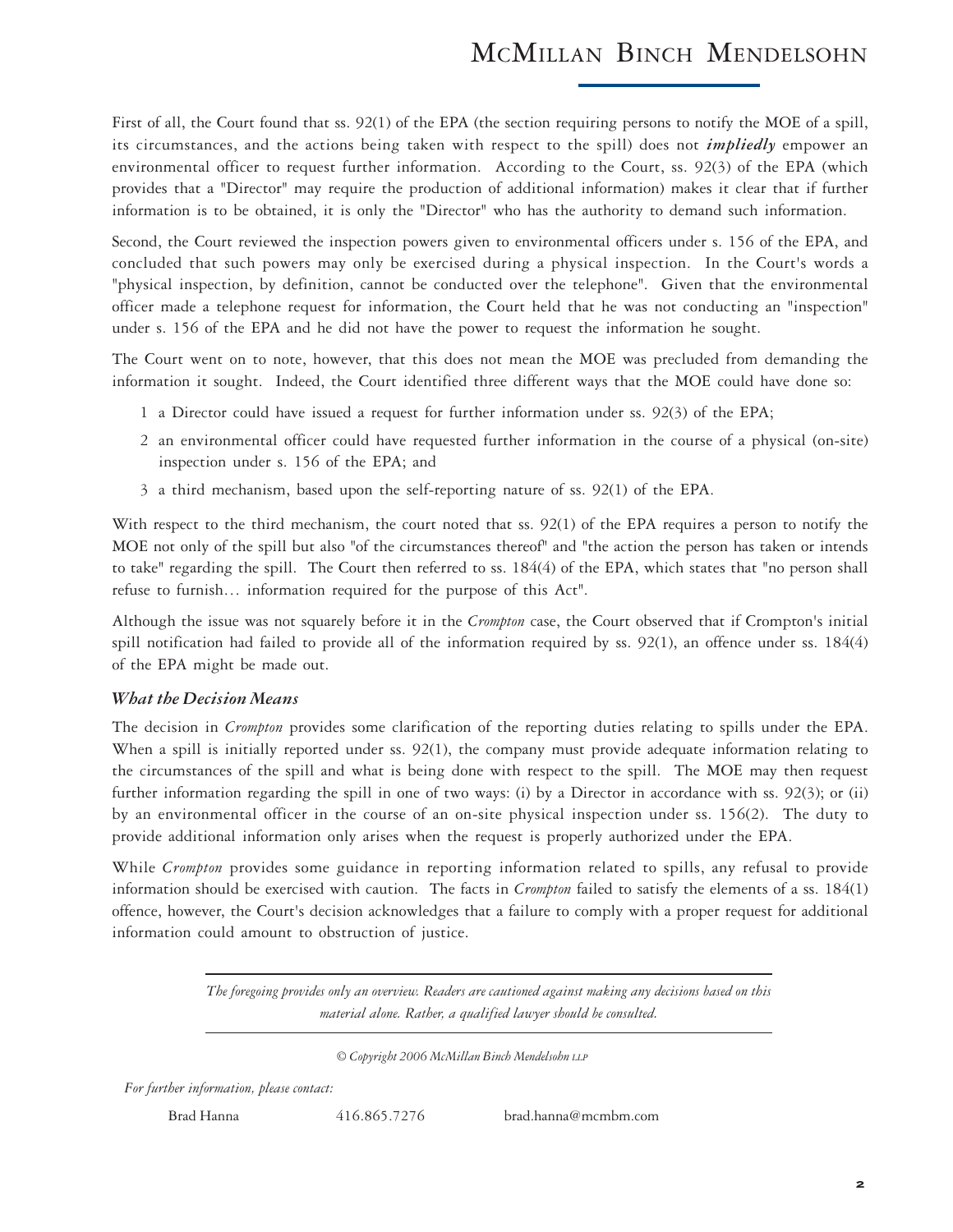First of all, the Court found that ss. 92(1) of the EPA (the section requiring persons to notify the MOE of a spill, its circumstances, and the actions being taken with respect to the spill) does not ***impliedly*** empower an environmental officer to request further information. According to the Court, ss. 92(3) of the EPA (which provides that a "Director" may require the production of additional information) makes it clear that if further information is to be obtained, it is only the "Director" who has the authority to demand such information.

Second, the Court reviewed the inspection powers given to environmental officers under s. 156 of the EPA, and concluded that such powers may only be exercised during a physical inspection. In the Court's words a "physical inspection, by definition, cannot be conducted over the telephone". Given that the environmental officer made a telephone request for information, the Court held that he was not conducting an "inspection" under s. 156 of the EPA and he did not have the power to request the information he sought.

The Court went on to note, however, that this does not mean the MOE was precluded from demanding the information it sought. Indeed, the Court identified three different ways that the MOE could have done so:

1. a Director could have issued a request for further information under ss. 92(3) of the EPA;
2. an environmental officer could have requested further information in the course of a physical (on-site) inspection under s. 156 of the EPA; and
3. a third mechanism, based upon the self-reporting nature of ss. 92(1) of the EPA.

With respect to the third mechanism, the court noted that ss. 92(1) of the EPA requires a person to notify the MOE not only of the spill but also "of the circumstances thereof" and "the action the person has taken or intends to take" regarding the spill. The Court then referred to ss. 184(4) of the EPA, which states that "no person shall refuse to furnish… information required for the purpose of this Act".

Although the issue was not squarely before it in the *Crompton* case, the Court observed that if Crompton's initial spill notification had failed to provide all of the information required by ss. 92(1), an offence under ss. 184(4) of the EPA might be made out.

### *What the Decision Means*

The decision in *Crompton* provides some clarification of the reporting duties relating to spills under the EPA. When a spill is initially reported under ss. 92(1), the company must provide adequate information relating to the circumstances of the spill and what is being done with respect to the spill. The MOE may then request further information regarding the spill in one of two ways: (i) by a Director in accordance with ss. 92(3); or (ii) by an environmental officer in the course of an on-site physical inspection under ss. 156(2). The duty to provide additional information only arises when the request is properly authorized under the EPA.

While *Crompton* provides some guidance in reporting information related to spills, any refusal to provide information should be exercised with caution. The facts in *Crompton* failed to satisfy the elements of a ss. 184(1) offence, however, the Court's decision acknowledges that a failure to comply with a proper request for additional information could amount to obstruction of justice.

---

*The foregoing provides only an overview. Readers are cautioned against making any decisions based on this material alone. Rather, a qualified lawyer should be consulted.*

---

*© Copyright 2006 McMillan Binch Mendelsohn LLP*

*For further information, please contact:*

Brad Hanna 416.865.7276 brad.hanna@mcmbm.com